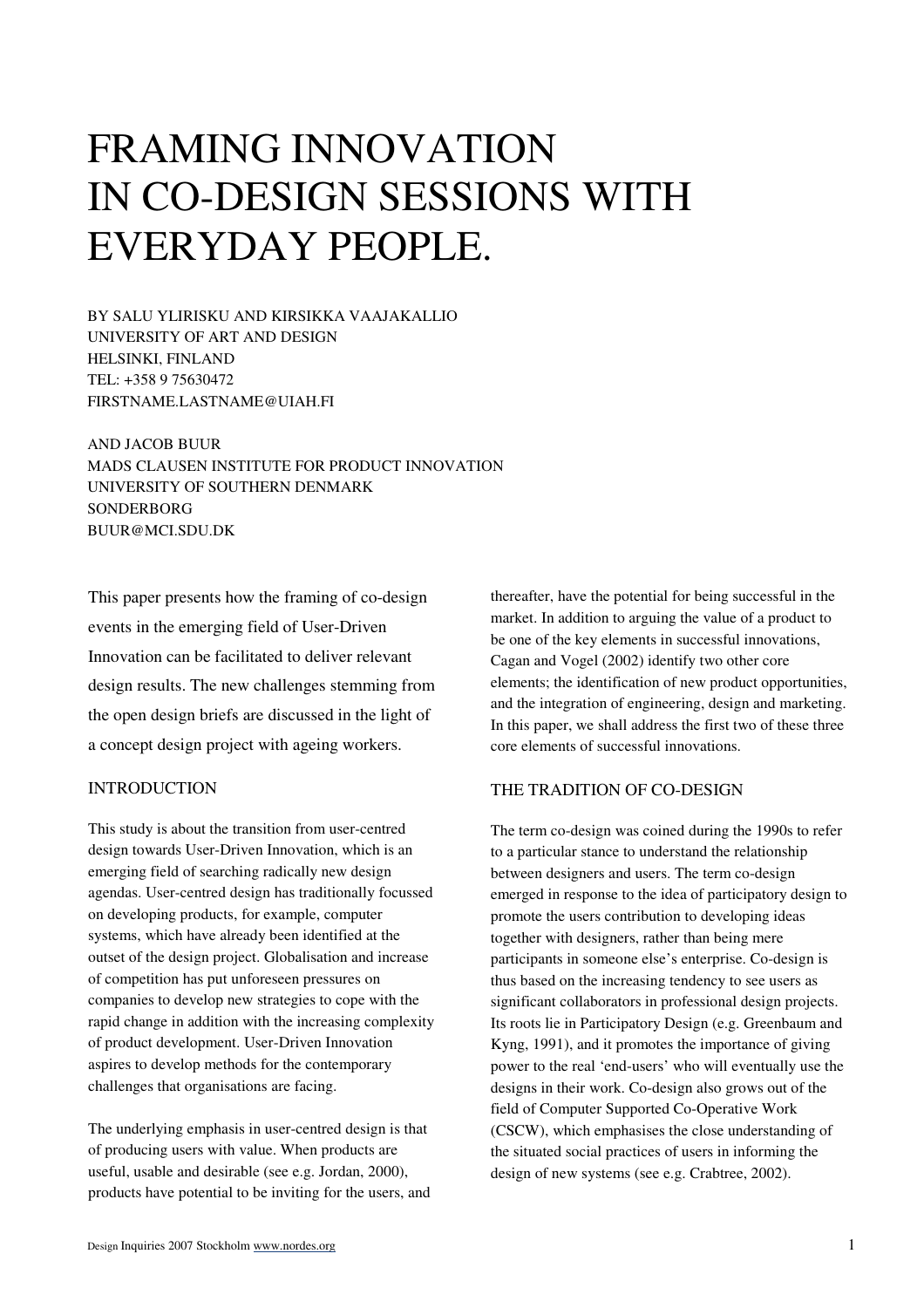# FRAMING INNOVATION IN CO-DESIGN SESSIONS WITH EVERYDAY PEOPLE.

BY SALU YLIRISKU AND KIRSIKKA VAAJAKALLIO
UNIVERSITY OF ART AND DESIGN
HELSINKI, FINLAND
TEL: +358 9 75630472
FIRSTNAME.LASTNAME@UIAH.FI

AND JACOB BUUR
MADS CLAUSEN INSTITUTE FOR PRODUCT INNOVATION
UNIVERSITY OF SOUTHERN DENMARK
SONDERBORG
BUUR@MCI.SDU.DK

This paper presents how the framing of co-design events in the emerging field of User-Driven Innovation can be facilitated to deliver relevant design results. The new challenges stemming from the open design briefs are discussed in the light of a concept design project with ageing workers.

## INTRODUCTION

This study is about the transition from user-centred design towards User-Driven Innovation, which is an emerging field of searching radically new design agendas. User-centred design has traditionally focussed on developing products, for example, computer systems, which have already been identified at the outset of the design project. Globalisation and increase of competition has put unforeseen pressures on companies to develop new strategies to cope with the rapid change in addition with the increasing complexity of product development. User-Driven Innovation aspires to develop methods for the contemporary challenges that organisations are facing.

The underlying emphasis in user-centred design is that of producing users with value. When products are useful, usable and desirable (see e.g. Jordan, 2000), products have potential to be inviting for the users, and thereafter, have the potential for being successful in the market. In addition to arguing the value of a product to be one of the key elements in successful innovations, Cagan and Vogel (2002) identify two other core elements; the identification of new product opportunities, and the integration of engineering, design and marketing. In this paper, we shall address the first two of these three core elements of successful innovations.

## THE TRADITION OF CO-DESIGN

The term co-design was coined during the 1990s to refer to a particular stance to understand the relationship between designers and users. The term co-design emerged in response to the idea of participatory design to promote the users contribution to developing ideas together with designers, rather than being mere participants in someone else's enterprise. Co-design is thus based on the increasing tendency to see users as significant collaborators in professional design projects. Its roots lie in Participatory Design (e.g. Greenbaum and Kyng, 1991), and it promotes the importance of giving power to the real 'end-users' who will eventually use the designs in their work. Co-design also grows out of the field of Computer Supported Co-Operative Work (CSCW), which emphasises the close understanding of the situated social practices of users in informing the design of new systems (see e.g. Crabtree, 2002).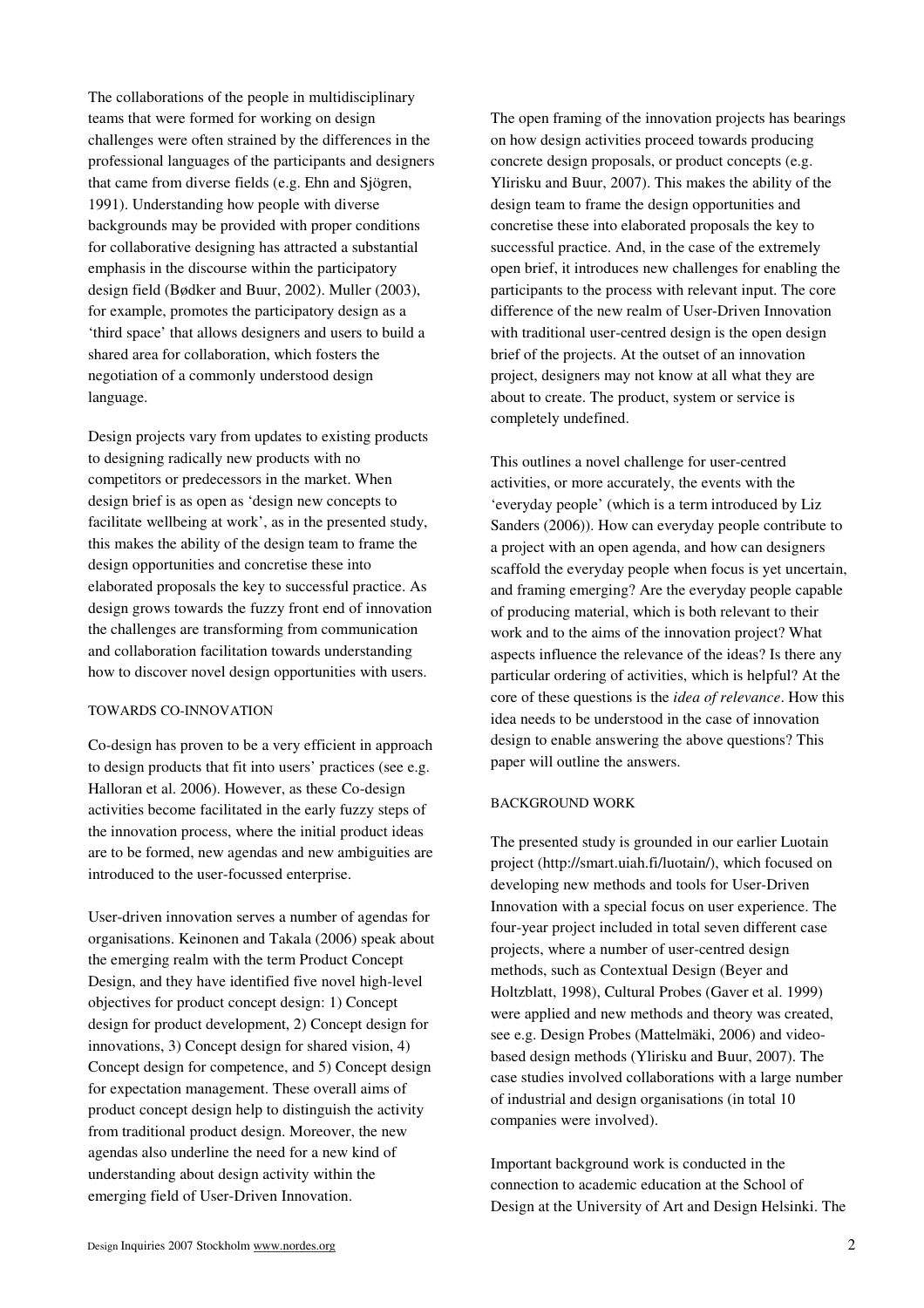The collaborations of the people in multidisciplinary teams that were formed for working on design challenges were often strained by the differences in the professional languages of the participants and designers that came from diverse fields (e.g. Ehn and Sjögren, 1991). Understanding how people with diverse backgrounds may be provided with proper conditions for collaborative designing has attracted a substantial emphasis in the discourse within the participatory design field (Bødker and Buur, 2002). Muller (2003), for example, promotes the participatory design as a 'third space' that allows designers and users to build a shared area for collaboration, which fosters the negotiation of a commonly understood design language.

Design projects vary from updates to existing products to designing radically new products with no competitors or predecessors in the market. When design brief is as open as 'design new concepts to facilitate wellbeing at work', as in the presented study, this makes the ability of the design team to frame the design opportunities and concretise these into elaborated proposals the key to successful practice. As design grows towards the fuzzy front end of innovation the challenges are transforming from communication and collaboration facilitation towards understanding how to discover novel design opportunities with users.

## TOWARDS CO-INNOVATION

Co-design has proven to be a very efficient in approach to design products that fit into users' practices (see e.g. Halloran et al. 2006). However, as these Co-design activities become facilitated in the early fuzzy steps of the innovation process, where the initial product ideas are to be formed, new agendas and new ambiguities are introduced to the user-focussed enterprise.

User-driven innovation serves a number of agendas for organisations. Keinonen and Takala (2006) speak about the emerging realm with the term Product Concept Design, and they have identified five novel high-level objectives for product concept design: 1) Concept design for product development, 2) Concept design for innovations, 3) Concept design for shared vision, 4) Concept design for competence, and 5) Concept design for expectation management. These overall aims of product concept design help to distinguish the activity from traditional product design. Moreover, the new agendas also underline the need for a new kind of understanding about design activity within the emerging field of User-Driven Innovation.

The open framing of the innovation projects has bearings on how design activities proceed towards producing concrete design proposals, or product concepts (e.g. Ylirisku and Buur, 2007). This makes the ability of the design team to frame the design opportunities and concretise these into elaborated proposals the key to successful practice. And, in the case of the extremely open brief, it introduces new challenges for enabling the participants to the process with relevant input. The core difference of the new realm of User-Driven Innovation with traditional user-centred design is the open design brief of the projects. At the outset of an innovation project, designers may not know at all what they are about to create. The product, system or service is completely undefined.

This outlines a novel challenge for user-centred activities, or more accurately, the events with the 'everyday people' (which is a term introduced by Liz Sanders (2006)). How can everyday people contribute to a project with an open agenda, and how can designers scaffold the everyday people when focus is yet uncertain, and framing emerging? Are the everyday people capable of producing material, which is both relevant to their work and to the aims of the innovation project? What aspects influence the relevance of the ideas? Is there any particular ordering of activities, which is helpful? At the core of these questions is the *idea of relevance*. How this idea needs to be understood in the case of innovation design to enable answering the above questions? This paper will outline the answers.

## BACKGROUND WORK

The presented study is grounded in our earlier Luotain project (http://smart.uiah.fi/luotain/), which focused on developing new methods and tools for User-Driven Innovation with a special focus on user experience. The four-year project included in total seven different case projects, where a number of user-centred design methods, such as Contextual Design (Beyer and Holtzblatt, 1998), Cultural Probes (Gaver et al. 1999) were applied and new methods and theory was created, see e.g. Design Probes (Mattelmäki, 2006) and video-based design methods (Ylirisku and Buur, 2007). The case studies involved collaborations with a large number of industrial and design organisations (in total 10 companies were involved).

Important background work is conducted in the connection to academic education at the School of Design at the University of Art and Design Helsinki. The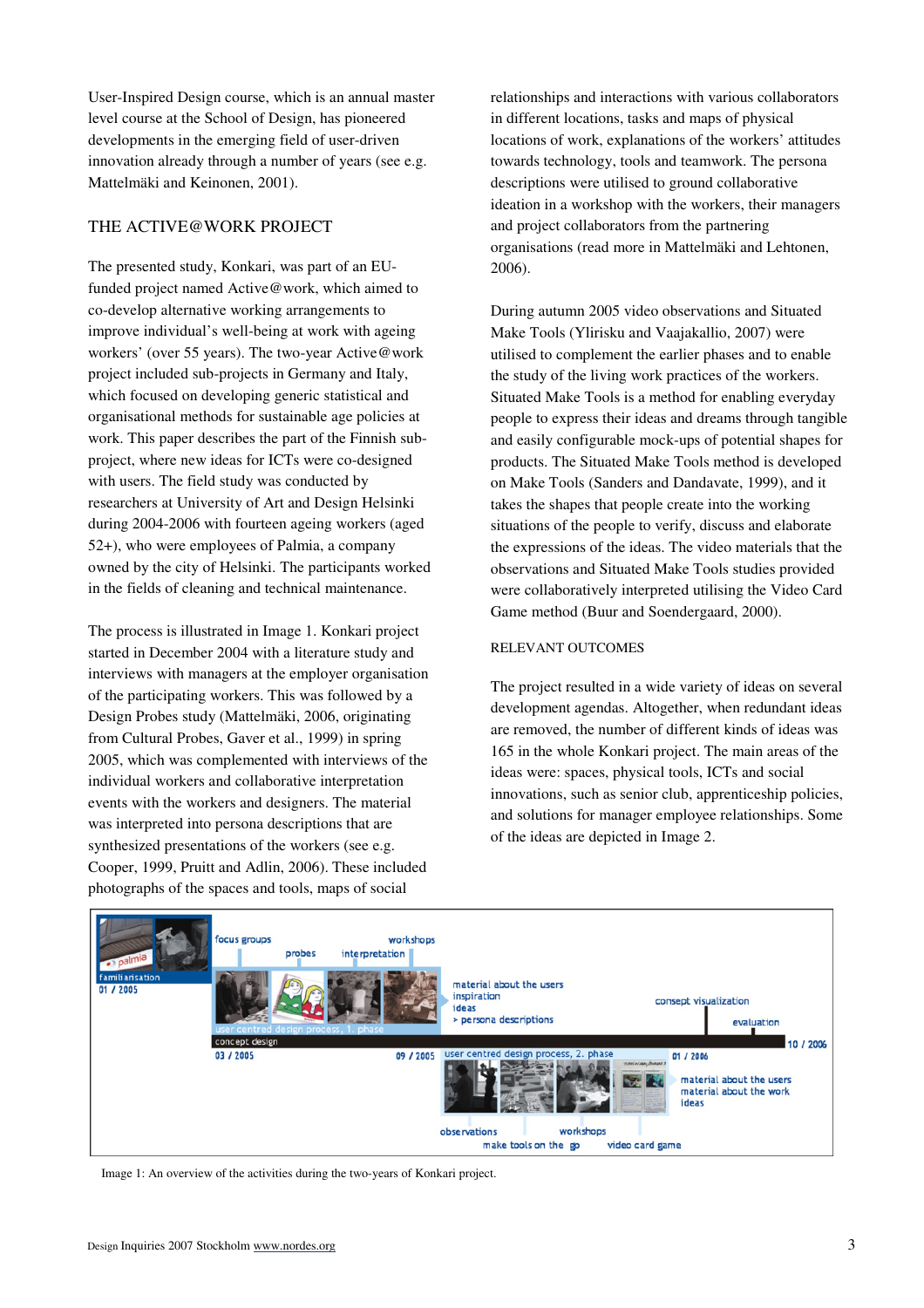User-Inspired Design course, which is an annual master level course at the School of Design, has pioneered developments in the emerging field of user-driven innovation already through a number of years (see e.g. Mattelmäki and Keinonen, 2001).

## THE ACTIVE@WORK PROJECT

The presented study, Konkari, was part of an EU-funded project named Active@work, which aimed to co-develop alternative working arrangements to improve individual's well-being at work with ageing workers' (over 55 years). The two-year Active@work project included sub-projects in Germany and Italy, which focused on developing generic statistical and organisational methods for sustainable age policies at work. This paper describes the part of the Finnish sub-project, where new ideas for ICTs were co-designed with users. The field study was conducted by researchers at University of Art and Design Helsinki during 2004-2006 with fourteen ageing workers (aged 52+), who were employees of Palmia, a company owned by the city of Helsinki. The participants worked in the fields of cleaning and technical maintenance.

The process is illustrated in Image 1. Konkari project started in December 2004 with a literature study and interviews with managers at the employer organisation of the participating workers. This was followed by a Design Probes study (Mattelmäki, 2006, originating from Cultural Probes, Gaver et al., 1999) in spring 2005, which was complemented with interviews of the individual workers and collaborative interpretation events with the workers and designers. The material was interpreted into persona descriptions that are synthesized presentations of the workers (see e.g. Cooper, 1999, Pruitt and Adlin, 2006). These included photographs of the spaces and tools, maps of social relationships and interactions with various collaborators in different locations, tasks and maps of physical locations of work, explanations of the workers' attitudes towards technology, tools and teamwork. The persona descriptions were utilised to ground collaborative ideation in a workshop with the workers, their managers and project collaborators from the partnering organisations (read more in Mattelmäki and Lehtonen, 2006).

During autumn 2005 video observations and Situated Make Tools (Ylirisku and Vaajakallio, 2007) were utilised to complement the earlier phases and to enable the study of the living work practices of the workers. Situated Make Tools is a method for enabling everyday people to express their ideas and dreams through tangible and easily configurable mock-ups of potential shapes for products. The Situated Make Tools method is developed on Make Tools (Sanders and Dandavate, 1999), and it takes the shapes that people create into the working situations of the people to verify, discuss and elaborate the expressions of the ideas. The video materials that the observations and Situated Make Tools studies provided were collaboratively interpreted utilising the Video Card Game method (Buur and Soendergaard, 2000).

### RELEVANT OUTCOMES

The project resulted in a wide variety of ideas on several development agendas. Altogether, when redundant ideas are removed, the number of different kinds of ideas was 165 in the whole Konkari project. The main areas of the ideas were: spaces, physical tools, ICTs and social innovations, such as senior club, apprenticeship policies, and solutions for manager employee relationships. Some of the ideas are depicted in Image 2.

palmia
familiarisation
01 / 2005
focus groups
probes
interpretation
workshops
user centred design process, 1. phase
concept design
03 / 2005
09 / 2005
material about the users
inspiration
ideas
> persona descriptions
consept visualization
evaluation
10 / 2006
user centred design process, 2. phase
01 / 2006
material about the users
material about the work
ideas
observations
make tools on the go
workshops
video card game

Image 1: An overview of the activities during the two-years of Konkari project.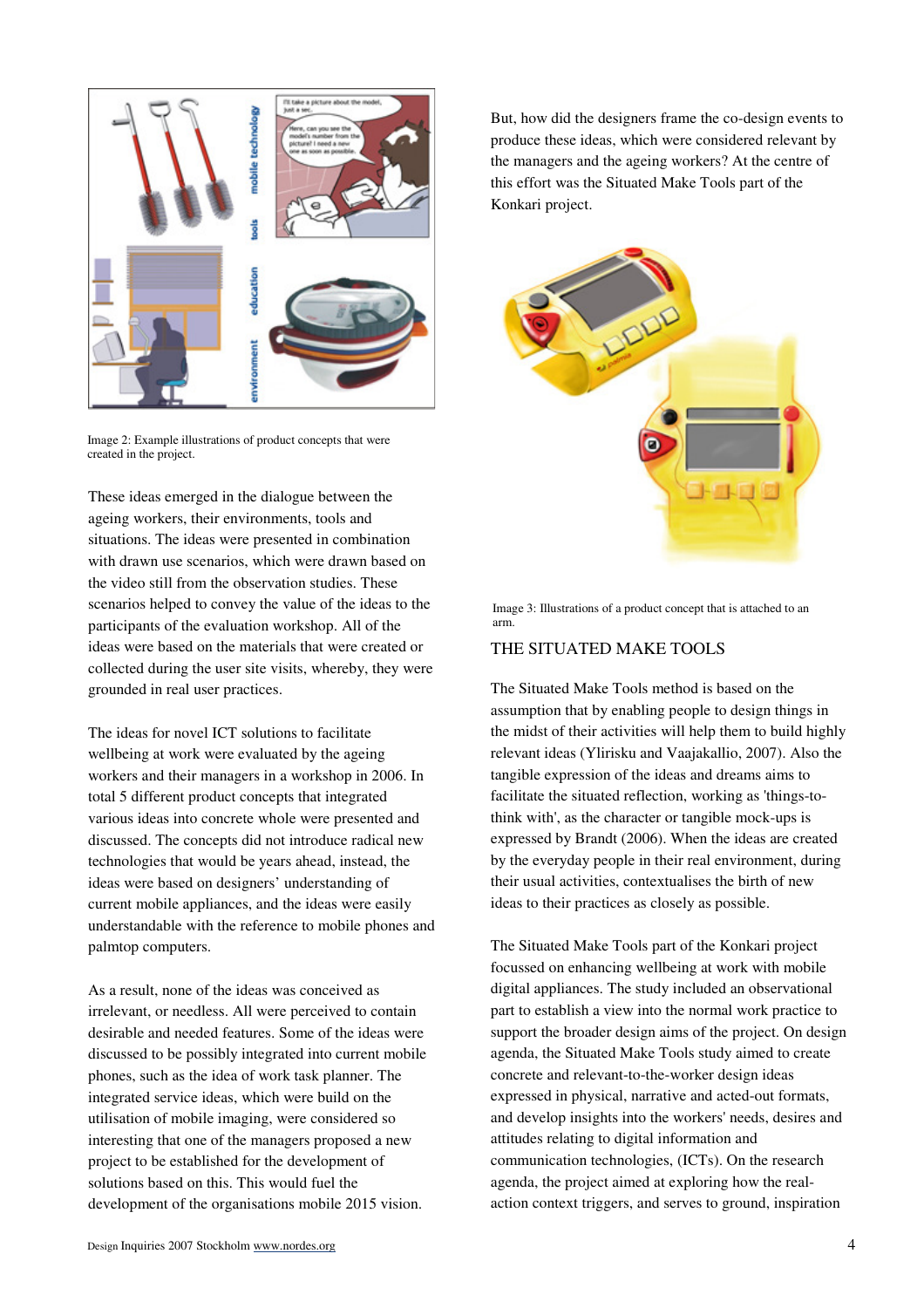Image 2: Example illustrations of product concepts that were created in the project.

These ideas emerged in the dialogue between the ageing workers, their environments, tools and situations. The ideas were presented in combination with drawn use scenarios, which were drawn based on the video still from the observation studies. These scenarios helped to convey the value of the ideas to the participants of the evaluation workshop. All of the ideas were based on the materials that were created or collected during the user site visits, whereby, they were grounded in real user practices.

The ideas for novel ICT solutions to facilitate wellbeing at work were evaluated by the ageing workers and their managers in a workshop in 2006. In total 5 different product concepts that integrated various ideas into concrete whole were presented and discussed. The concepts did not introduce radical new technologies that would be years ahead, instead, the ideas were based on designers' understanding of current mobile appliances, and the ideas were easily understandable with the reference to mobile phones and palmtop computers.

As a result, none of the ideas was conceived as irrelevant, or needless. All were perceived to contain desirable and needed features. Some of the ideas were discussed to be possibly integrated into current mobile phones, such as the idea of work task planner. The integrated service ideas, which were build on the utilisation of mobile imaging, were considered so interesting that one of the managers proposed a new project to be established for the development of solutions based on this. This would fuel the development of the organisations mobile 2015 vision.

But, how did the designers frame the co-design events to produce these ideas, which were considered relevant by the managers and the ageing workers? At the centre of this effort was the Situated Make Tools part of the Konkari project.

Image 3: Illustrations of a product concept that is attached to an arm.

## THE SITUATED MAKE TOOLS

The Situated Make Tools method is based on the assumption that by enabling people to design things in the midst of their activities will help them to build highly relevant ideas (Ylirisku and Vaajakallio, 2007). Also the tangible expression of the ideas and dreams aims to facilitate the situated reflection, working as 'things-to-think with', as the character or tangible mock-ups is expressed by Brandt (2006). When the ideas are created by the everyday people in their real environment, during their usual activities, contextualises the birth of new ideas to their practices as closely as possible.

The Situated Make Tools part of the Konkari project focussed on enhancing wellbeing at work with mobile digital appliances. The study included an observational part to establish a view into the normal work practice to support the broader design aims of the project. On design agenda, the Situated Make Tools study aimed to create concrete and relevant-to-the-worker design ideas expressed in physical, narrative and acted-out formats, and develop insights into the workers' needs, desires and attitudes relating to digital information and communication technologies, (ICTs). On the research agenda, the project aimed at exploring how the real-action context triggers, and serves to ground, inspiration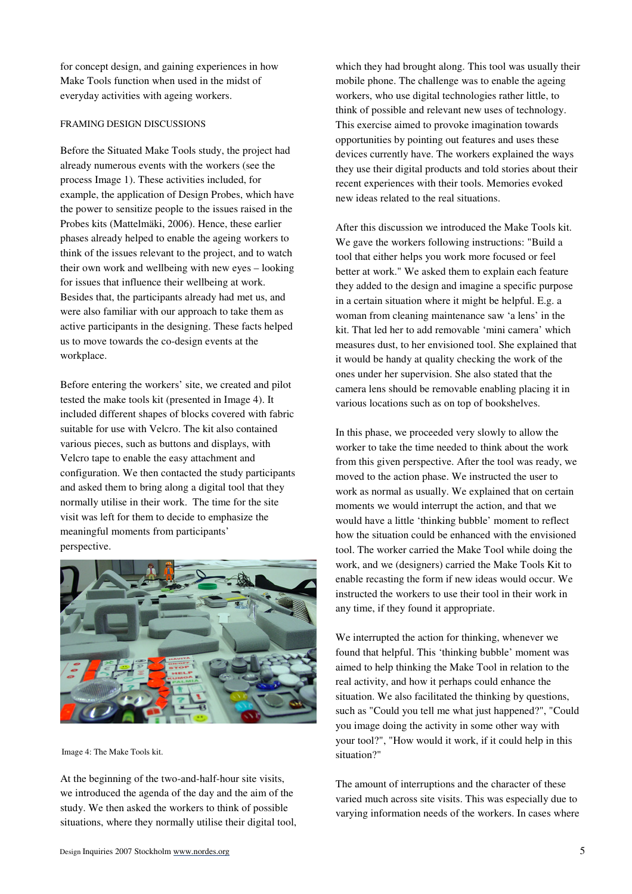for concept design, and gaining experiences in how Make Tools function when used in the midst of everyday activities with ageing workers.

## FRAMING DESIGN DISCUSSIONS

Before the Situated Make Tools study, the project had already numerous events with the workers (see the process Image 1). These activities included, for example, the application of Design Probes, which have the power to sensitize people to the issues raised in the Probes kits (Mattelmäki, 2006). Hence, these earlier phases already helped to enable the ageing workers to think of the issues relevant to the project, and to watch their own work and wellbeing with new eyes – looking for issues that influence their wellbeing at work. Besides that, the participants already had met us, and were also familiar with our approach to take them as active participants in the designing. These facts helped us to move towards the co-design events at the workplace.

Before entering the workers' site, we created and pilot tested the make tools kit (presented in Image 4). It included different shapes of blocks covered with fabric suitable for use with Velcro. The kit also contained various pieces, such as buttons and displays, with Velcro tape to enable the easy attachment and configuration. We then contacted the study participants and asked them to bring along a digital tool that they normally utilise in their work. The time for the site visit was left for them to decide to emphasize the meaningful moments from participants' perspective.

Image 4: The Make Tools kit.

At the beginning of the two-and-half-hour site visits, we introduced the agenda of the day and the aim of the study. We then asked the workers to think of possible situations, where they normally utilise their digital tool, which they had brought along. This tool was usually their mobile phone. The challenge was to enable the ageing workers, who use digital technologies rather little, to think of possible and relevant new uses of technology. This exercise aimed to provoke imagination towards opportunities by pointing out features and uses these devices currently have. The workers explained the ways they use their digital products and told stories about their recent experiences with their tools. Memories evoked new ideas related to the real situations.

After this discussion we introduced the Make Tools kit. We gave the workers following instructions: "Build a tool that either helps you work more focused or feel better at work." We asked them to explain each feature they added to the design and imagine a specific purpose in a certain situation where it might be helpful. E.g. a woman from cleaning maintenance saw 'a lens' in the kit. That led her to add removable 'mini camera' which measures dust, to her envisioned tool. She explained that it would be handy at quality checking the work of the ones under her supervision. She also stated that the camera lens should be removable enabling placing it in various locations such as on top of bookshelves.

In this phase, we proceeded very slowly to allow the worker to take the time needed to think about the work from this given perspective. After the tool was ready, we moved to the action phase. We instructed the user to work as normal as usually. We explained that on certain moments we would interrupt the action, and that we would have a little 'thinking bubble' moment to reflect how the situation could be enhanced with the envisioned tool. The worker carried the Make Tool while doing the work, and we (designers) carried the Make Tools Kit to enable recasting the form if new ideas would occur. We instructed the workers to use their tool in their work in any time, if they found it appropriate.

We interrupted the action for thinking, whenever we found that helpful. This 'thinking bubble' moment was aimed to help thinking the Make Tool in relation to the real activity, and how it perhaps could enhance the situation. We also facilitated the thinking by questions, such as "Could you tell me what just happened?", "Could you image doing the activity in some other way with your tool?", "How would it work, if it could help in this situation?"

The amount of interruptions and the character of these varied much across site visits. This was especially due to varying information needs of the workers. In cases where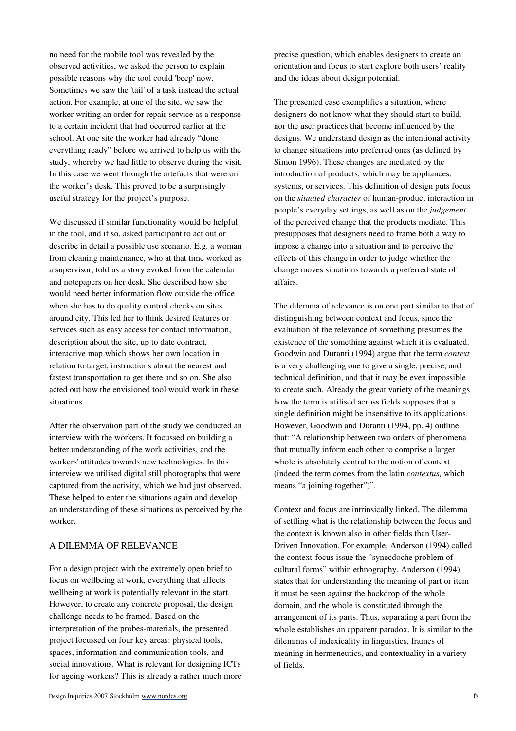no need for the mobile tool was revealed by the observed activities, we asked the person to explain possible reasons why the tool could 'beep' now. Sometimes we saw the 'tail' of a task instead the actual action. For example, at one of the site, we saw the worker writing an order for repair service as a response to a certain incident that had occurred earlier at the school. At one site the worker had already "done everything ready" before we arrived to help us with the study, whereby we had little to observe during the visit. In this case we went through the artefacts that were on the worker's desk. This proved to be a surprisingly useful strategy for the project's purpose.

We discussed if similar functionality would be helpful in the tool, and if so, asked participant to act out or describe in detail a possible use scenario. E.g. a woman from cleaning maintenance, who at that time worked as a supervisor, told us a story evoked from the calendar and notepapers on her desk. She described how she would need better information flow outside the office when she has to do quality control checks on sites around city. This led her to think desired features or services such as easy access for contact information, description about the site, up to date contract, interactive map which shows her own location in relation to target, instructions about the nearest and fastest transportation to get there and so on. She also acted out how the envisioned tool would work in these situations.

After the observation part of the study we conducted an interview with the workers. It focussed on building a better understanding of the work activities, and the workers' attitudes towards new technologies. In this interview we utilised digital still photographs that were captured from the activity, which we had just observed. These helped to enter the situations again and develop an understanding of these situations as perceived by the worker.

## A DILEMMA OF RELEVANCE

For a design project with the extremely open brief to focus on wellbeing at work, everything that affects wellbeing at work is potentially relevant in the start. However, to create any concrete proposal, the design challenge needs to be framed. Based on the interpretation of the probes-materials, the presented project focussed on four key areas: physical tools, spaces, information and communication tools, and social innovations. What is relevant for designing ICTs for ageing workers? This is already a rather much more precise question, which enables designers to create an orientation and focus to start explore both users' reality and the ideas about design potential.

The presented case exemplifies a situation, where designers do not know what they should start to build, nor the user practices that become influenced by the designs. We understand design as the intentional activity to change situations into preferred ones (as defined by Simon 1996). These changes are mediated by the introduction of products, which may be appliances, systems, or services. This definition of design puts focus on the *situated character* of human-product interaction in people's everyday settings, as well as on the *judgement* of the perceived change that the products mediate. This presupposes that designers need to frame both a way to impose a change into a situation and to perceive the effects of this change in order to judge whether the change moves situations towards a preferred state of affairs.

The dilemma of relevance is on one part similar to that of distinguishing between context and focus, since the evaluation of the relevance of something presumes the existence of the something against which it is evaluated. Goodwin and Duranti (1994) argue that the term *context* is a very challenging one to give a single, precise, and technical definition, and that it may be even impossible to create such. Already the great variety of the meanings how the term is utilised across fields supposes that a single definition might be insensitive to its applications. However, Goodwin and Duranti (1994, pp. 4) outline that: "A relationship between two orders of phenomena that mutually inform each other to comprise a larger whole is absolutely central to the notion of context (indeed the term comes from the latin *contextus,* which means "a joining together")".

Context and focus are intrinsically linked. The dilemma of settling what is the relationship between the focus and the context is known also in other fields than User-Driven Innovation. For example, Anderson (1994) called the context-focus issue the "synecdoche problem of cultural forms" within ethnography. Anderson (1994) states that for understanding the meaning of part or item it must be seen against the backdrop of the whole domain, and the whole is constituted through the arrangement of its parts. Thus, separating a part from the whole establishes an apparent paradox. It is similar to the dilemmas of indexicality in linguistics, frames of meaning in hermeneutics, and contextuality in a variety of fields.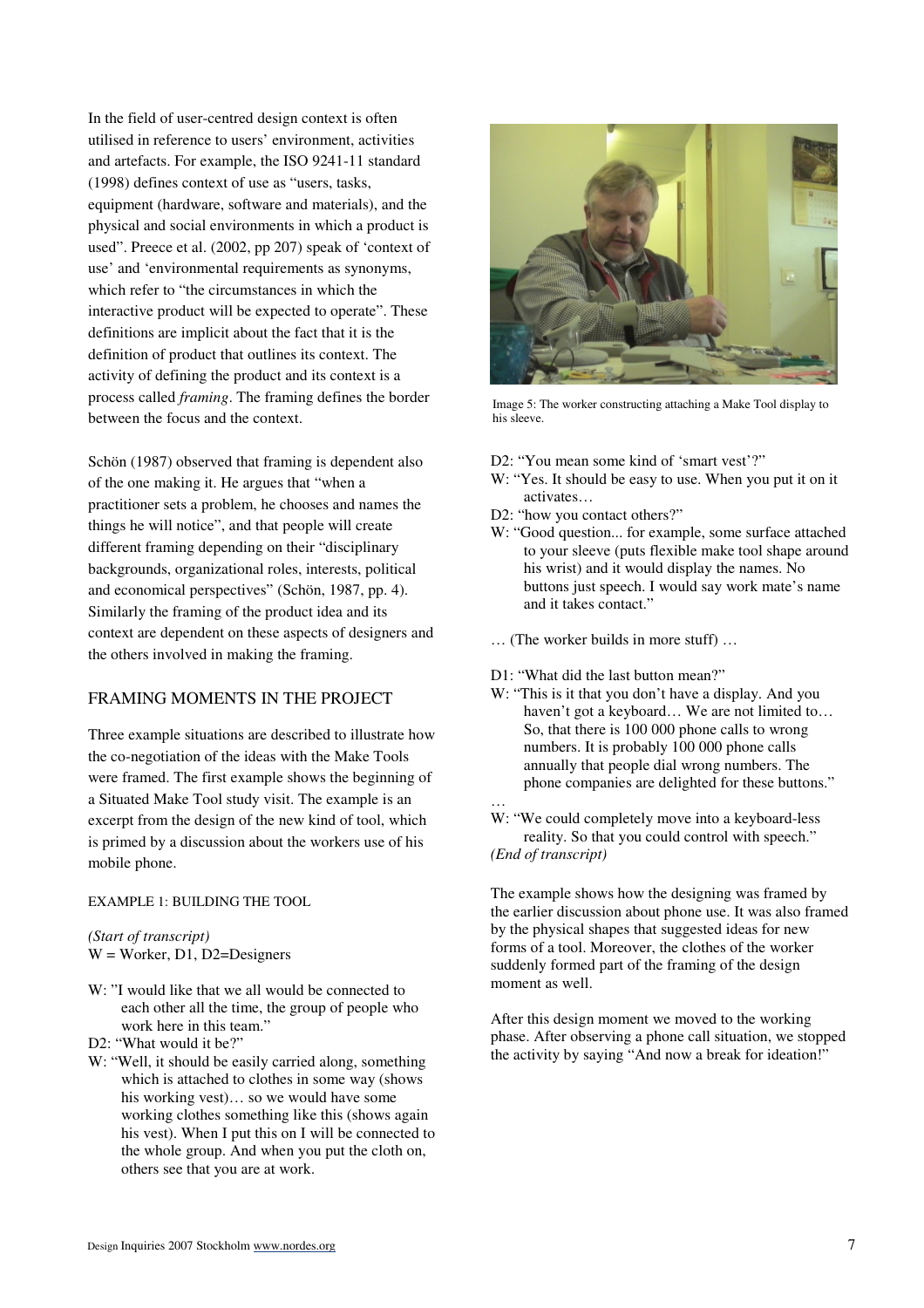In the field of user-centred design context is often utilised in reference to users' environment, activities and artefacts. For example, the ISO 9241-11 standard (1998) defines context of use as "users, tasks, equipment (hardware, software and materials), and the physical and social environments in which a product is used". Preece et al. (2002, pp 207) speak of 'context of use' and 'environmental requirements as synonyms, which refer to "the circumstances in which the interactive product will be expected to operate". These definitions are implicit about the fact that it is the definition of product that outlines its context. The activity of defining the product and its context is a process called *framing*. The framing defines the border between the focus and the context.

Schön (1987) observed that framing is dependent also of the one making it. He argues that "when a practitioner sets a problem, he chooses and names the things he will notice", and that people will create different framing depending on their "disciplinary backgrounds, organizational roles, interests, political and economical perspectives" (Schön, 1987, pp. 4). Similarly the framing of the product idea and its context are dependent on these aspects of designers and the others involved in making the framing.

## FRAMING MOMENTS IN THE PROJECT

Three example situations are described to illustrate how the co-negotiation of the ideas with the Make Tools were framed. The first example shows the beginning of a Situated Make Tool study visit. The example is an excerpt from the design of the new kind of tool, which is primed by a discussion about the workers use of his mobile phone.

### EXAMPLE 1: BUILDING THE TOOL

*(Start of transcript)*
W = Worker, D1, D2=Designers

W: "I would like that we all would be connected to each other all the time, the group of people who work here in this team."
D2: "What would it be?"
W: "Well, it should be easily carried along, something which is attached to clothes in some way (shows his working vest)… so we would have some working clothes something like this (shows again his vest). When I put this on I will be connected to the whole group. And when you put the cloth on, others see that you are at work.

Image 5: The worker constructing attaching a Make Tool display to his sleeve.

D2: "You mean some kind of 'smart vest'?"
W: "Yes. It should be easy to use. When you put it on it activates…
D2: "how you contact others?"
W: "Good question... for example, some surface attached to your sleeve (puts flexible make tool shape around his wrist) and it would display the names. No buttons just speech. I would say work mate's name and it takes contact."

… (The worker builds in more stuff) …

D1: "What did the last button mean?"
W: "This is it that you don't have a display. And you haven't got a keyboard… We are not limited to… So, that there is 100 000 phone calls to wrong numbers. It is probably 100 000 phone calls annually that people dial wrong numbers. The phone companies are delighted for these buttons."
…
W: "We could completely move into a keyboard-less reality. So that you could control with speech."
*(End of transcript)*

The example shows how the designing was framed by the earlier discussion about phone use. It was also framed by the physical shapes that suggested ideas for new forms of a tool. Moreover, the clothes of the worker suddenly formed part of the framing of the design moment as well.

After this design moment we moved to the working phase. After observing a phone call situation, we stopped the activity by saying "And now a break for ideation!"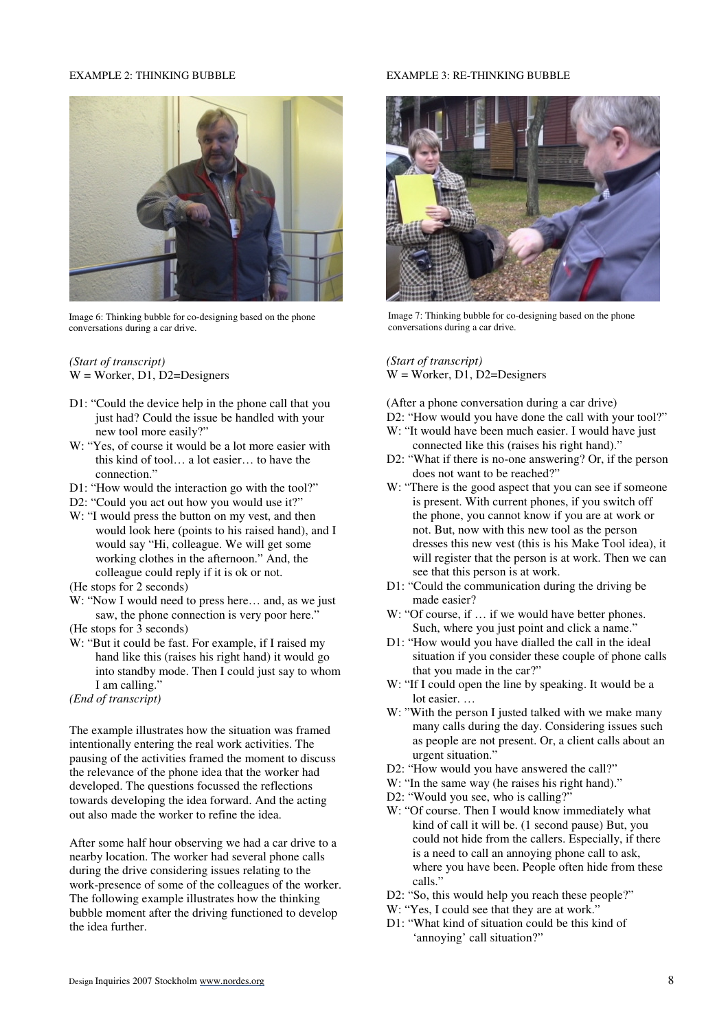EXAMPLE 2: THINKING BUBBLE

Image 6: Thinking bubble for co-designing based on the phone conversations during a car drive.

*(Start of transcript)*
W = Worker, D1, D2=Designers

D1: "Could the device help in the phone call that you just had? Could the issue be handled with your new tool more easily?"
W: "Yes, of course it would be a lot more easier with this kind of tool… a lot easier… to have the connection."
D1: "How would the interaction go with the tool?"
D2: "Could you act out how you would use it?"
W: "I would press the button on my vest, and then would look here (points to his raised hand), and I would say "Hi, colleague. We will get some working clothes in the afternoon." And, the colleague could reply if it is ok or not.
(He stops for 2 seconds)
W: "Now I would need to press here… and, as we just saw, the phone connection is very poor here."
(He stops for 3 seconds)
W: "But it could be fast. For example, if I raised my hand like this (raises his right hand) it would go into standby mode. Then I could just say to whom I am calling."
*(End of transcript)*

The example illustrates how the situation was framed intentionally entering the real work activities. The pausing of the activities framed the moment to discuss the relevance of the phone idea that the worker had developed. The questions focussed the reflections towards developing the idea forward. And the acting out also made the worker to refine the idea.

After some half hour observing we had a car drive to a nearby location. The worker had several phone calls during the drive considering issues relating to the work-presence of some of the colleagues of the worker. The following example illustrates how the thinking bubble moment after the driving functioned to develop the idea further.

EXAMPLE 3: RE-THINKING BUBBLE

Image 7: Thinking bubble for co-designing based on the phone conversations during a car drive.

*(Start of transcript)*
W = Worker, D1, D2=Designers

(After a phone conversation during a car drive)
D2: "How would you have done the call with your tool?"
W: "It would have been much easier. I would have just connected like this (raises his right hand)."
D2: "What if there is no-one answering? Or, if the person does not want to be reached?"
W: "There is the good aspect that you can see if someone is present. With current phones, if you switch off the phone, you cannot know if you are at work or not. But, now with this new tool as the person dresses this new vest (this is his Make Tool idea), it will register that the person is at work. Then we can see that this person is at work.
D1: "Could the communication during the driving be made easier?
W: "Of course, if … if we would have better phones. Such, where you just point and click a name."
D1: "How would you have dialled the call in the ideal situation if you consider these couple of phone calls that you made in the car?"
W: "If I could open the line by speaking. It would be a lot easier. …
W: "With the person I justed talked with we make many many calls during the day. Considering issues such as people are not present. Or, a client calls about an urgent situation."
D2: "How would you have answered the call?"
W: "In the same way (he raises his right hand)."
D2: "Would you see, who is calling?"
W: "Of course. Then I would know immediately what kind of call it will be. (1 second pause) But, you could not hide from the callers. Especially, if there is a need to call an annoying phone call to ask, where you have been. People often hide from these calls."
D2: "So, this would help you reach these people?"
W: "Yes, I could see that they are at work."
D1: "What kind of situation could be this kind of 'annoying' call situation?"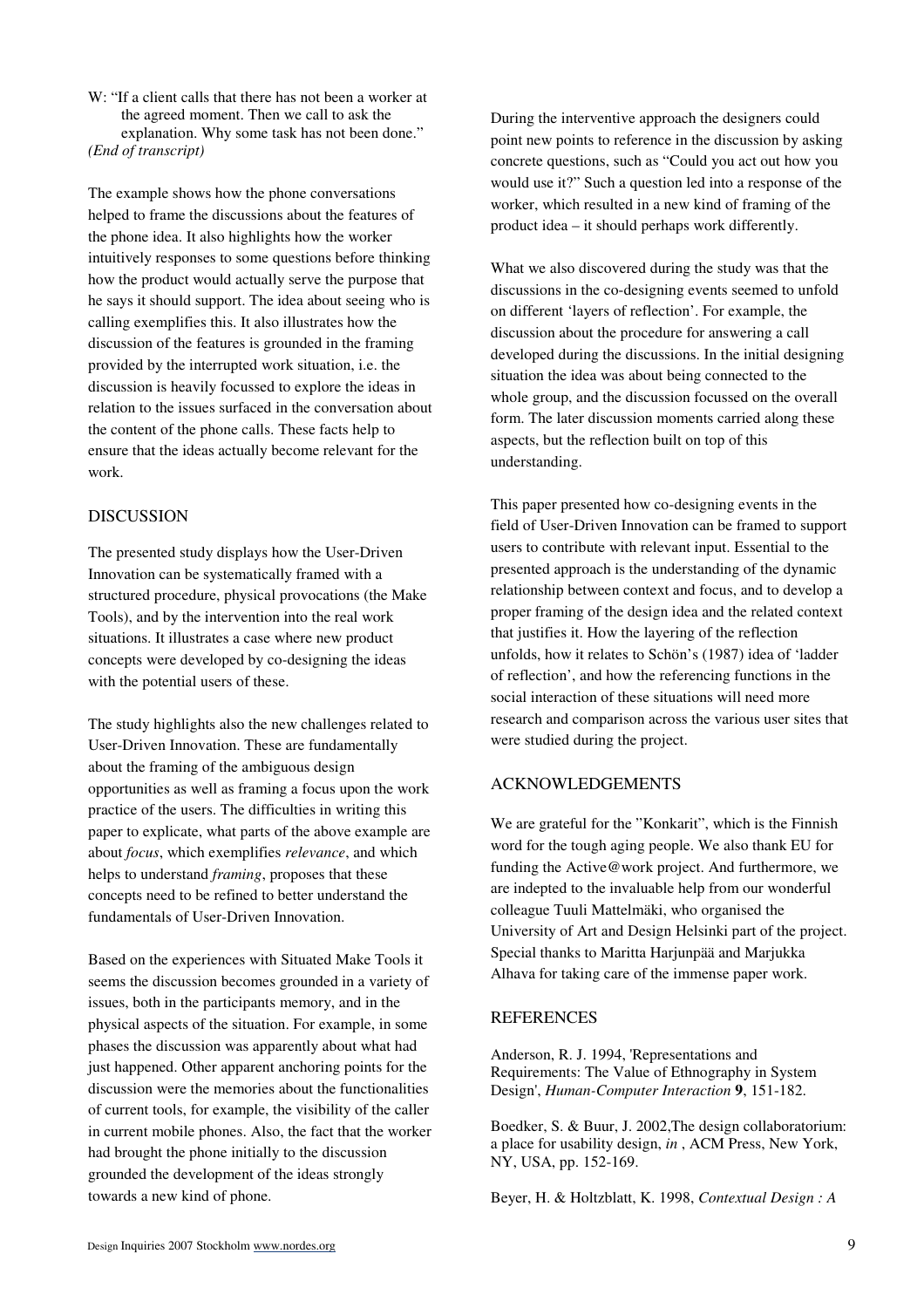W: "If a client calls that there has not been a worker at the agreed moment. Then we call to ask the explanation. Why some task has not been done."
*(End of transcript)*

The example shows how the phone conversations helped to frame the discussions about the features of the phone idea. It also highlights how the worker intuitively responses to some questions before thinking how the product would actually serve the purpose that he says it should support. The idea about seeing who is calling exemplifies this. It also illustrates how the discussion of the features is grounded in the framing provided by the interrupted work situation, i.e. the discussion is heavily focussed to explore the ideas in relation to the issues surfaced in the conversation about the content of the phone calls. These facts help to ensure that the ideas actually become relevant for the work.

## DISCUSSION

The presented study displays how the User-Driven Innovation can be systematically framed with a structured procedure, physical provocations (the Make Tools), and by the intervention into the real work situations. It illustrates a case where new product concepts were developed by co-designing the ideas with the potential users of these.

The study highlights also the new challenges related to User-Driven Innovation. These are fundamentally about the framing of the ambiguous design opportunities as well as framing a focus upon the work practice of the users. The difficulties in writing this paper to explicate, what parts of the above example are about *focus*, which exemplifies *relevance*, and which helps to understand *framing*, proposes that these concepts need to be refined to better understand the fundamentals of User-Driven Innovation.

Based on the experiences with Situated Make Tools it seems the discussion becomes grounded in a variety of issues, both in the participants memory, and in the physical aspects of the situation. For example, in some phases the discussion was apparently about what had just happened. Other apparent anchoring points for the discussion were the memories about the functionalities of current tools, for example, the visibility of the caller in current mobile phones. Also, the fact that the worker had brought the phone initially to the discussion grounded the development of the ideas strongly towards a new kind of phone.

During the interventive approach the designers could point new points to reference in the discussion by asking concrete questions, such as "Could you act out how you would use it?" Such a question led into a response of the worker, which resulted in a new kind of framing of the product idea – it should perhaps work differently.

What we also discovered during the study was that the discussions in the co-designing events seemed to unfold on different 'layers of reflection'. For example, the discussion about the procedure for answering a call developed during the discussions. In the initial designing situation the idea was about being connected to the whole group, and the discussion focussed on the overall form. The later discussion moments carried along these aspects, but the reflection built on top of this understanding.

This paper presented how co-designing events in the field of User-Driven Innovation can be framed to support users to contribute with relevant input. Essential to the presented approach is the understanding of the dynamic relationship between context and focus, and to develop a proper framing of the design idea and the related context that justifies it. How the layering of the reflection unfolds, how it relates to Schön's (1987) idea of 'ladder of reflection', and how the referencing functions in the social interaction of these situations will need more research and comparison across the various user sites that were studied during the project.

## ACKNOWLEDGEMENTS

We are grateful for the "Konkarit", which is the Finnish word for the tough aging people. We also thank EU for funding the Active@work project. And furthermore, we are indepted to the invaluable help from our wonderful colleague Tuuli Mattelmäki, who organised the University of Art and Design Helsinki part of the project. Special thanks to Maritta Harjunpää and Marjukka Alhava for taking care of the immense paper work.

## REFERENCES

Anderson, R. J. 1994, 'Representations and Requirements: The Value of Ethnography in System Design', *Human-Computer Interaction* **9**, 151-182.

Boedker, S. & Buur, J. 2002,The design collaboratorium: a place for usability design, *in* , ACM Press, New York, NY, USA, pp. 152-169.

Beyer, H. & Holtzblatt, K. 1998, *Contextual Design : A*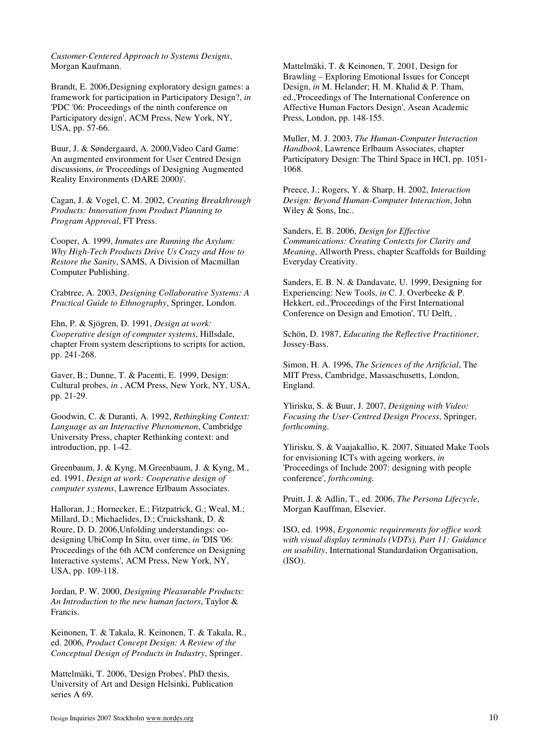*Customer-Centered Approach to Systems Designs*, Morgan Kaufmann.

Brandt, E. 2006,Designing exploratory design games: a framework for participation in Participatory Design?, *in* 'PDC '06: Proceedings of the ninth conference on Participatory design', ACM Press, New York, NY, USA, pp. 57-66.

Buur, J. & Søndergaard, A. 2000,Video Card Game: An augmented environment for User Centred Design discussions, *in* 'Proceedings of Designing Augmented Reality Environments (DARE 2000)'.

Cagan, J. & Vogel, C. M. 2002, *Creating Breakthrough Products: Innovation from Product Planning to Program Approval*, FT Press.

Cooper, A. 1999, *Inmates are Running the Asylum: Why High-Tech Products Drive Us Crazy and How to Restore the Sanity*, SAMS, A Division of Macmillan Computer Publishing.

Crabtree, A. 2003, *Designing Collaborative Systems: A Practical Guide to Ethnography*, Springer, London.

Ehn, P. & Sjögren, D. 1991, *Design at work: Cooperative design of computer systems*, Hillsdale, chapter From system descriptions to scripts for action, pp. 241-268.

Gaver, B.; Dunne, T. & Pacenti, E. 1999, Design: Cultural probes, *in* , ACM Press, New York, NY, USA, pp. 21-29.

Goodwin, C. & Duranti, A. 1992, *Rethingking Context: Language as an Interactive Phenomenon*, Cambridge University Press, chapter Rethinking context: and introduction, pp. 1-42.

Greenbaum, J. & Kyng, M.Greenbaum, J. & Kyng, M., ed. 1991, *Design at work: Cooperative design of computer systems*, Lawrence Erlbaum Associates.

Halloran, J.; Hornecker, E.; Fitzpatrick, G.; Weal, M.; Millard, D.; Michaelides, D.; Cruickshank, D. & Roure, D. D. 2006,Unfolding understandings: co-designing UbiComp In Situ, over time, *in* 'DIS '06: Proceedings of the 6th ACM conference on Designing Interactive systems', ACM Press, New York, NY, USA, pp. 109-118.

Jordan, P. W. 2000, *Designing Pleasurable Products: An Introduction to the new human factors*, Taylor & Francis.

Keinonen, T. & Takala, R. Keinonen, T. & Takala, R., ed. 2006, *Product Concept Design: A Review of the Conceptual Design of Products in Industry*, Springer.

Mattelmäki, T. 2006, 'Design Probes', PhD thesis, University of Art and Design Helsinki, Publication series A 69.

Mattelmäki, T. & Keinonen, T. 2001, Design for Brawling – Exploring Emotional Issues for Concept Design, *in* M. Helander; H. M. Khalid & P. Tham, ed.,'Proceedings of The International Conference on Affective Human Factors Design', Asean Academic Press, London, pp. 148-155.

Muller, M. J. 2003, *The Human-Computer Interaction Handbook*, Lawrence Erlbaum Associates, chapter Participatory Design: The Third Space in HCI, pp. 1051-1068.

Preece, J.; Rogers, Y. & Sharp, H. 2002, *Interaction Design: Beyond Human-Computer Interaction*, John Wiley & Sons, Inc..

Sanders, E. B. 2006, *Design for Effective Communications: Creating Contexts for Clarity and Meaning*, Allworth Press, chapter Scaffolds for Building Everyday Creativity.

Sanders, E. B. N. & Dandavate, U. 1999, Designing for Experiencing: New Tools, *in* C. J. Overbeeke & P. Hekkert, ed.,'Proceedings of the First International Conference on Design and Emotion', TU Delft, .

Schön, D. 1987, *Educating the Reflective Practitioner*, Jossey-Bass.

Simon, H. A. 1996, *The Sciences of the Artificial*, The MIT Press, Cambridge, Massaschusetts, London, England.

Ylirisku, S. & Buur, J. 2007, *Designing with Video: Focusing the User-Centred Design Process*, Springer, *forthcoming*.

Ylirisku, S. & Vaajakallio, K. 2007, Situated Make Tools for envisioning ICTs with ageing workers, *in* 'Proceedings of Include 2007: designing with people conference', *forthcoming.*

Pruitt, J. & Adlin, T., ed. 2006, *The Persona Lifecycle*, Morgan Kauffman, Elsevier.

ISO, ed. 1998, *Ergonomic requirements for office work with visual display terminals (VDTs), Part 11: Guidance on usability*, International Standardation Organisation, (ISO).